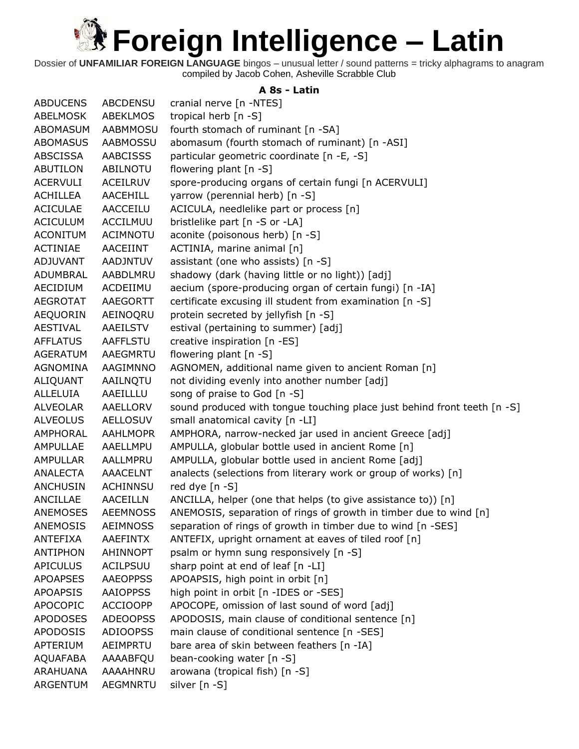# Foreign Intelligence – Latin

Dossier of **UNFAMILIAR FOREIGN LANGUAGE** bingos – unusual letter / sound patterns = tricky alphagrams to anagram
compiled by Jacob Cohen, Asheville Scrabble Club

### A 8s - Latin

| | | |
|---|---|---|
| ABDUCENS | ABCDENSU | cranial nerve [n -NTES] |
| ABELMOSK | ABEKLMOS | tropical herb [n -S] |
| ABOMASUM | AABMMOSU | fourth stomach of ruminant [n -SA] |
| ABOMASUS | AABMOSSU | abomasum (fourth stomach of ruminant) [n -ASI] |
| ABSCISSA | AABCISSS | particular geometric coordinate [n -E, -S] |
| ABUTILON | ABILNOTU | flowering plant [n -S] |
| ACERVULI | ACEILRUV | spore-producing organs of certain fungi [n ACERVULI] |
| ACHILLEA | AACEHILL | yarrow (perennial herb) [n -S] |
| ACICULAE | AACCEILU | ACICULA, needlelike part or process [n] |
| ACICULUM | ACCILMUU | bristlelike part [n -S or -LA] |
| ACONITUM | ACIMNOTU | aconite (poisonous herb) [n -S] |
| ACTINIAE | AACEIINT | ACTINIA, marine animal [n] |
| ADJUVANT | AADJNTUV | assistant (one who assists) [n -S] |
| ADUMBRAL | AABDLMRU | shadowy (dark (having little or no light)) [adj] |
| AECIDIUM | ACDEIIMU | aecium (spore-producing organ of certain fungi) [n -IA] |
| AEGROTAT | AAEGORTT | certificate excusing ill student from examination [n -S] |
| AEQUORIN | AEINOQRU | protein secreted by jellyfish [n -S] |
| AESTIVAL | AAEILSTV | estival (pertaining to summer) [adj] |
| AFFLATUS | AAFFLSTU | creative inspiration [n -ES] |
| AGERATUM | AAEGMRTU | flowering plant [n -S] |
| AGNOMINA | AAGIMNNO | AGNOMEN, additional name given to ancient Roman [n] |
| ALIQUANT | AAILNQTU | not dividing evenly into another number [adj] |
| ALLELUIA | AAEILLLU | song of praise to God [n -S] |
| ALVEOLAR | AAELLORV | sound produced with tongue touching place just behind front teeth [n -S] |
| ALVEOLUS | AELLOSUV | small anatomical cavity [n -LI] |
| AMPHORAL | AAHLMOPR | AMPHORA, narrow-necked jar used in ancient Greece [adj] |
| AMPULLAE | AAELLMPU | AMPULLA, globular bottle used in ancient Rome [n] |
| AMPULLAR | AALLMPRU | AMPULLA, globular bottle used in ancient Rome [adj] |
| ANALECTA | AAACELNT | analects (selections from literary work or group of works) [n] |
| ANCHUSIN | ACHINNSU | red dye [n -S] |
| ANCILLAE | AACEILLN | ANCILLA, helper (one that helps (to give assistance to)) [n] |
| ANEMOSES | AEEMNOSS | ANEMOSIS, separation of rings of growth in timber due to wind [n] |
| ANEMOSIS | AEIMNOSS | separation of rings of growth in timber due to wind [n -SES] |
| ANTEFIXA | AAEFINTX | ANTEFIX, upright ornament at eaves of tiled roof [n] |
| ANTIPHON | AHINNOPT | psalm or hymn sung responsively [n -S] |
| APICULUS | ACILPSUU | sharp point at end of leaf [n -LI] |
| APOAPSES | AAEOPPSS | APOAPSIS, high point in orbit [n] |
| APOAPSIS | AAIOPPSS | high point in orbit [n -IDES or -SES] |
| APOCOPIC | ACCIOOPP | APOCOPE, omission of last sound of word [adj] |
| APODOSES | ADEOOPSS | APODOSIS, main clause of conditional sentence [n] |
| APODOSIS | ADIOOPSS | main clause of conditional sentence [n -SES] |
| APTERIUM | AEIMPRTU | bare area of skin between feathers [n -IA] |
| AQUAFABA | AAAABFQU | bean-cooking water [n -S] |
| ARAHUANA | AAAAHNRU | arowana (tropical fish) [n -S] |
| ARGENTUM | AEGMNRTU | silver [n -S] |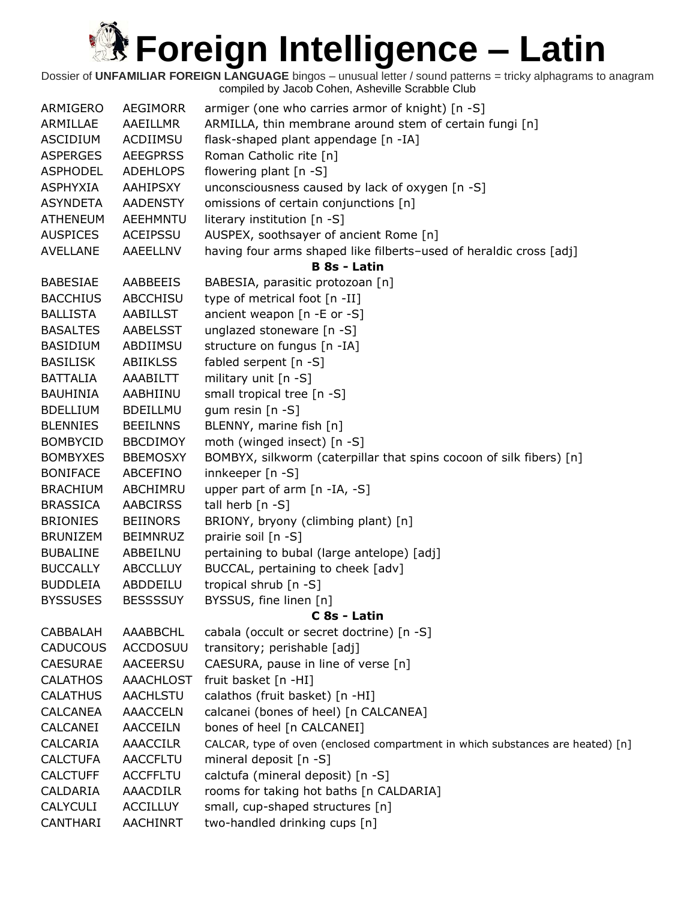# Foreign Intelligence – Latin

Dossier of **UNFAMILIAR FOREIGN LANGUAGE** bingos – unusual letter / sound patterns = tricky alphagrams to anagram
compiled by Jacob Cohen, Asheville Scrabble Club

| | | |
|---|---|---|
| ARMIGERO | AEGIMORR | armiger (one who carries armor of knight) [n -S] |
| ARMILLAE | AAEILLMR | ARMILLA, thin membrane around stem of certain fungi [n] |
| ASCIDIUM | ACDIIMSU | flask-shaped plant appendage [n -IA] |
| ASPERGES | AEEGPRSS | Roman Catholic rite [n] |
| ASPHODEL | ADEHLOPS | flowering plant [n -S] |
| ASPHYXIA | AAHIPSXY | unconsciousness caused by lack of oxygen [n -S] |
| ASYNDETA | AADENSTY | omissions of certain conjunctions [n] |
| ATHENEUM | AEEHMNTU | literary institution [n -S] |
| AUSPICES | ACEIPSSU | AUSPEX, soothsayer of ancient Rome [n] |
| AVELLANE | AAEELLNV | having four arms shaped like filberts–used of heraldic cross [adj] |
| | | **B 8s - Latin** |
| BABESIAE | AABBEEIS | BABESIA, parasitic protozoan [n] |
| BACCHIUS | ABCCHISU | type of metrical foot [n -II] |
| BALLISTA | AABILLST | ancient weapon [n -E or -S] |
| BASALTES | AABELSST | unglazed stoneware [n -S] |
| BASIDIUM | ABDIIMSU | structure on fungus [n -IA] |
| BASILISK | ABIIKLSS | fabled serpent [n -S] |
| BATTALIA | AAABILTT | military unit [n -S] |
| BAUHINIA | AABHIINU | small tropical tree [n -S] |
| BDELLIUM | BDEILLMU | gum resin [n -S] |
| BLENNIES | BEEILNNS | BLENNY, marine fish [n] |
| BOMBYCID | BBCDIMOY | moth (winged insect) [n -S] |
| BOMBYXES | BBEMOSXY | BOMBYX, silkworm (caterpillar that spins cocoon of silk fibers) [n] |
| BONIFACE | ABCEFINO | innkeeper [n -S] |
| BRACHIUM | ABCHIMRU | upper part of arm [n -IA, -S] |
| BRASSICA | AABCIRSS | tall herb [n -S] |
| BRIONIES | BEIINORS | BRIONY, bryony (climbing plant) [n] |
| BRUNIZEM | BEIMNRUZ | prairie soil [n -S] |
| BUBALINE | ABBEILNU | pertaining to bubal (large antelope) [adj] |
| BUCCALLY | ABCCLLUY | BUCCAL, pertaining to cheek [adv] |
| BUDDLEIA | ABDDEILU | tropical shrub [n -S] |
| BYSSUSES | BESSSSUY | BYSSUS, fine linen [n] |
| | | **C 8s - Latin** |
| CABBALAH | AAABBCHL | cabala (occult or secret doctrine) [n -S] |
| CADUCOUS | ACCDOSUU | transitory; perishable [adj] |
| CAESURAE | AACEERSU | CAESURA, pause in line of verse [n] |
| CALATHOS | AAACHLOST | fruit basket [n -HI] |
| CALATHUS | AACHLSTU | calathos (fruit basket) [n -HI] |
| CALCANEA | AAACCELN | calcanei (bones of heel) [n CALCANEA] |
| CALCANEI | AACCEILN | bones of heel [n CALCANEI] |
| CALCARIA | AAACCILR | CALCAR, type of oven (enclosed compartment in which substances are heated) [n] |
| CALCTUFA | AACCFLTU | mineral deposit [n -S] |
| CALCTUFF | ACCFFLTU | calctufa (mineral deposit) [n -S] |
| CALDARIA | AAACDILR | rooms for taking hot baths [n CALDARIA] |
| CALYCULI | ACCILLUY | small, cup-shaped structures [n] |
| CANTHARI | AACHINRT | two-handled drinking cups [n] |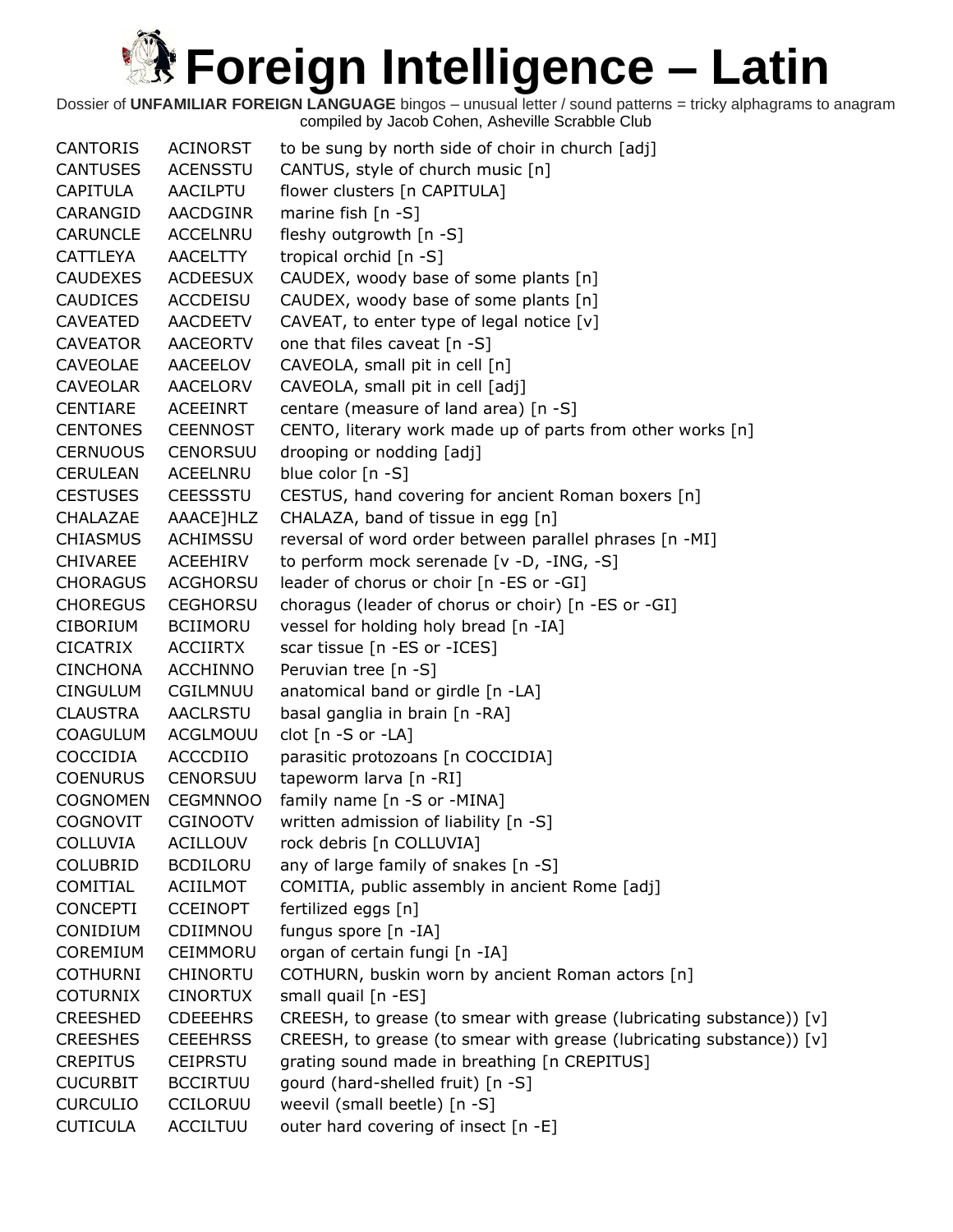# Foreign Intelligence – Latin

Dossier of **UNFAMILIAR FOREIGN LANGUAGE** bingos – unusual letter / sound patterns = tricky alphagrams to anagram
compiled by Jacob Cohen, Asheville Scrabble Club

| | | |
|---|---|---|
| CANTORIS | ACINORST | to be sung by north side of choir in church [adj] |
| CANTUSES | ACENSSTU | CANTUS, style of church music [n] |
| CAPITULA | AACILPTU | flower clusters [n CAPITULA] |
| CARANGID | AACDGINR | marine fish [n -S] |
| CARUNCLE | ACCELNRU | fleshy outgrowth [n -S] |
| CATTLEYA | AACELTTY | tropical orchid [n -S] |
| CAUDEXES | ACDEESUX | CAUDEX, woody base of some plants [n] |
| CAUDICES | ACCDEISU | CAUDEX, woody base of some plants [n] |
| CAVEATED | AACDEETV | CAVEAT, to enter type of legal notice [v] |
| CAVEATOR | AACEORTV | one that files caveat [n -S] |
| CAVEOLAE | AACEELOV | CAVEOLA, small pit in cell [n] |
| CAVEOLAR | AACELORV | CAVEOLA, small pit in cell [adj] |
| CENTIARE | ACEEINRT | centare (measure of land area) [n -S] |
| CENTONES | CEENNOST | CENTO, literary work made up of parts from other works [n] |
| CERNUOUS | CENORSUU | drooping or nodding [adj] |
| CERULEAN | ACEELNRU | blue color [n -S] |
| CESTUSES | CEESSSTU | CESTUS, hand covering for ancient Roman boxers [n] |
| CHALAZAE | AAACE]HLZ | CHALAZA, band of tissue in egg [n] |
| CHIASMUS | ACHIMSSU | reversal of word order between parallel phrases [n -MI] |
| CHIVAREE | ACEEHIRV | to perform mock serenade [v -D, -ING, -S] |
| CHORAGUS | ACGHORSU | leader of chorus or choir [n -ES or -GI] |
| CHOREGUS | CEGHORSU | choragus (leader of chorus or choir) [n -ES or -GI] |
| CIBORIUM | BCIIMORU | vessel for holding holy bread [n -IA] |
| CICATRIX | ACCIIRTX | scar tissue [n -ES or -ICES] |
| CINCHONA | ACCHINNO | Peruvian tree [n -S] |
| CINGULUM | CGILMNUU | anatomical band or girdle [n -LA] |
| CLAUSTRA | AACLRSTU | basal ganglia in brain [n -RA] |
| COAGULUM | ACGLMOUU | clot [n -S or -LA] |
| COCCIDIA | ACCCDIIO | parasitic protozoans [n COCCIDIA] |
| COENURUS | CENORSUU | tapeworm larva [n -RI] |
| COGNOMEN | CEGMNNOO | family name [n -S or -MINA] |
| COGNOVIT | CGINOOTV | written admission of liability [n -S] |
| COLLUVIA | ACILLOUV | rock debris [n COLLUVIA] |
| COLUBRID | BCDILORU | any of large family of snakes [n -S] |
| COMITIAL | ACIILMOT | COMITIA, public assembly in ancient Rome [adj] |
| CONCEPTI | CCEINOPT | fertilized eggs [n] |
| CONIDIUM | CDIIMNOU | fungus spore [n -IA] |
| COREMIUM | CEIMMORU | organ of certain fungi [n -IA] |
| COTHURNI | CHINORTU | COTHURN, buskin worn by ancient Roman actors [n] |
| COTURNIX | CINORTUX | small quail [n -ES] |
| CREESHED | CDEEEHRS | CREESH, to grease (to smear with grease (lubricating substance)) [v] |
| CREESHES | CEEEHRSS | CREESH, to grease (to smear with grease (lubricating substance)) [v] |
| CREPITUS | CEIPRSTU | grating sound made in breathing [n CREPITUS] |
| CUCURBIT | BCCIRTUU | gourd (hard-shelled fruit) [n -S] |
| CURCULIO | CCILORUU | weevil (small beetle) [n -S] |
| CUTICULA | ACCILTUU | outer hard covering of insect [n -E] |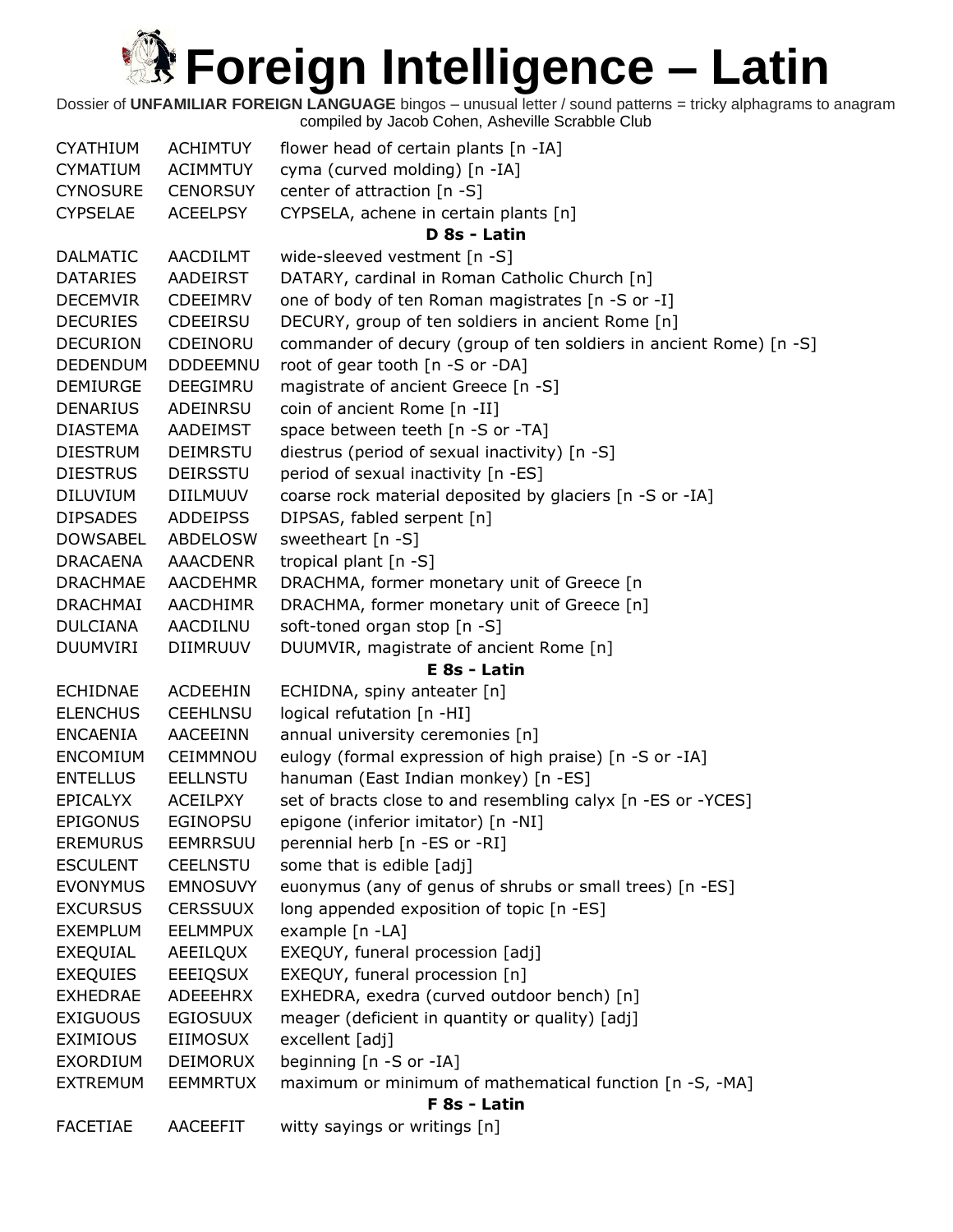# Foreign Intelligence – Latin

Dossier of **UNFAMILIAR FOREIGN LANGUAGE** bingos – unusual letter / sound patterns = tricky alphagrams to anagram compiled by Jacob Cohen, Asheville Scrabble Club

| | | |
|---|---|---|
| CYATHIUM | ACHIMTUY | flower head of certain plants [n -IA] |
| CYMATIUM | ACIMMTUY | cyma (curved molding) [n -IA] |
| CYNOSURE | CENORSUY | center of attraction [n -S] |
| CYPSELAE | ACEELPSY | CYPSELA, achene in certain plants [n] |
| | | **D 8s - Latin** |
| DALMATIC | AACDILMT | wide-sleeved vestment [n -S] |
| DATARIES | AADEIRST | DATARY, cardinal in Roman Catholic Church [n] |
| DECEMVIR | CDEEIMRV | one of body of ten Roman magistrates [n -S or -I] |
| DECURIES | CDEEIRSU | DECURY, group of ten soldiers in ancient Rome [n] |
| DECURION | CDEINORU | commander of decury (group of ten soldiers in ancient Rome) [n -S] |
| DEDENDUM | DDDEEMNU | root of gear tooth [n -S or -DA] |
| DEMIURGE | DEEGIMRU | magistrate of ancient Greece [n -S] |
| DENARIUS | ADEINRSU | coin of ancient Rome [n -II] |
| DIASTEMA | AADEIMST | space between teeth [n -S or -TA] |
| DIESTRUM | DEIMRSTU | diestrus (period of sexual inactivity) [n -S] |
| DIESTRUS | DEIRSSTU | period of sexual inactivity [n -ES] |
| DILUVIUM | DIILMUUV | coarse rock material deposited by glaciers [n -S or -IA] |
| DIPSADES | ADDEIPSS | DIPSAS, fabled serpent [n] |
| DOWSABEL | ABDELOSW | sweetheart [n -S] |
| DRACAENA | AAACDENR | tropical plant [n -S] |
| DRACHMAE | AACDEHMR | DRACHMA, former monetary unit of Greece [n |
| DRACHMAI | AACDHIMR | DRACHMA, former monetary unit of Greece [n] |
| DULCIANA | AACDILNU | soft-toned organ stop [n -S] |
| DUUMVIRI | DIIMRUUV | DUUMVIR, magistrate of ancient Rome [n] |
| | | **E 8s - Latin** |
| ECHIDNAE | ACDEEHIN | ECHIDNA, spiny anteater [n] |
| ELENCHUS | CEEHLNSU | logical refutation [n -HI] |
| ENCAENIA | AACEEINN | annual university ceremonies [n] |
| ENCOMIUM | CEIMMNOU | eulogy (formal expression of high praise) [n -S or -IA] |
| ENTELLUS | EELLNSTU | hanuman (East Indian monkey) [n -ES] |
| EPICALYX | ACEILPXY | set of bracts close to and resembling calyx [n -ES or -YCES] |
| EPIGONUS | EGINOPSU | epigone (inferior imitator) [n -NI] |
| EREMURUS | EEMRRSUU | perennial herb [n -ES or -RI] |
| ESCULENT | CEELNSTU | some that is edible [adj] |
| EVONYMUS | EMNOSUVY | euonymus (any of genus of shrubs or small trees) [n -ES] |
| EXCURSUS | CERSSUUX | long appended exposition of topic [n -ES] |
| EXEMPLUM | EELMMPUX | example [n -LA] |
| EXEQUIAL | AEEILQUX | EXEQUY, funeral procession [adj] |
| EXEQUIES | EEEIQSUX | EXEQUY, funeral procession [n] |
| EXHEDRAE | ADEEEHRX | EXHEDRA, exedra (curved outdoor bench) [n] |
| EXIGUOUS | EGIOSUUX | meager (deficient in quantity or quality) [adj] |
| EXIMIOUS | EIIMOSUX | excellent [adj] |
| EXORDIUM | DEIMORUX | beginning [n -S or -IA] |
| EXTREMUM | EEMMRTUX | maximum or minimum of mathematical function [n -S, -MA] |
| | | **F 8s - Latin** |
| FACETIAE | AACEEFIT | witty sayings or writings [n] |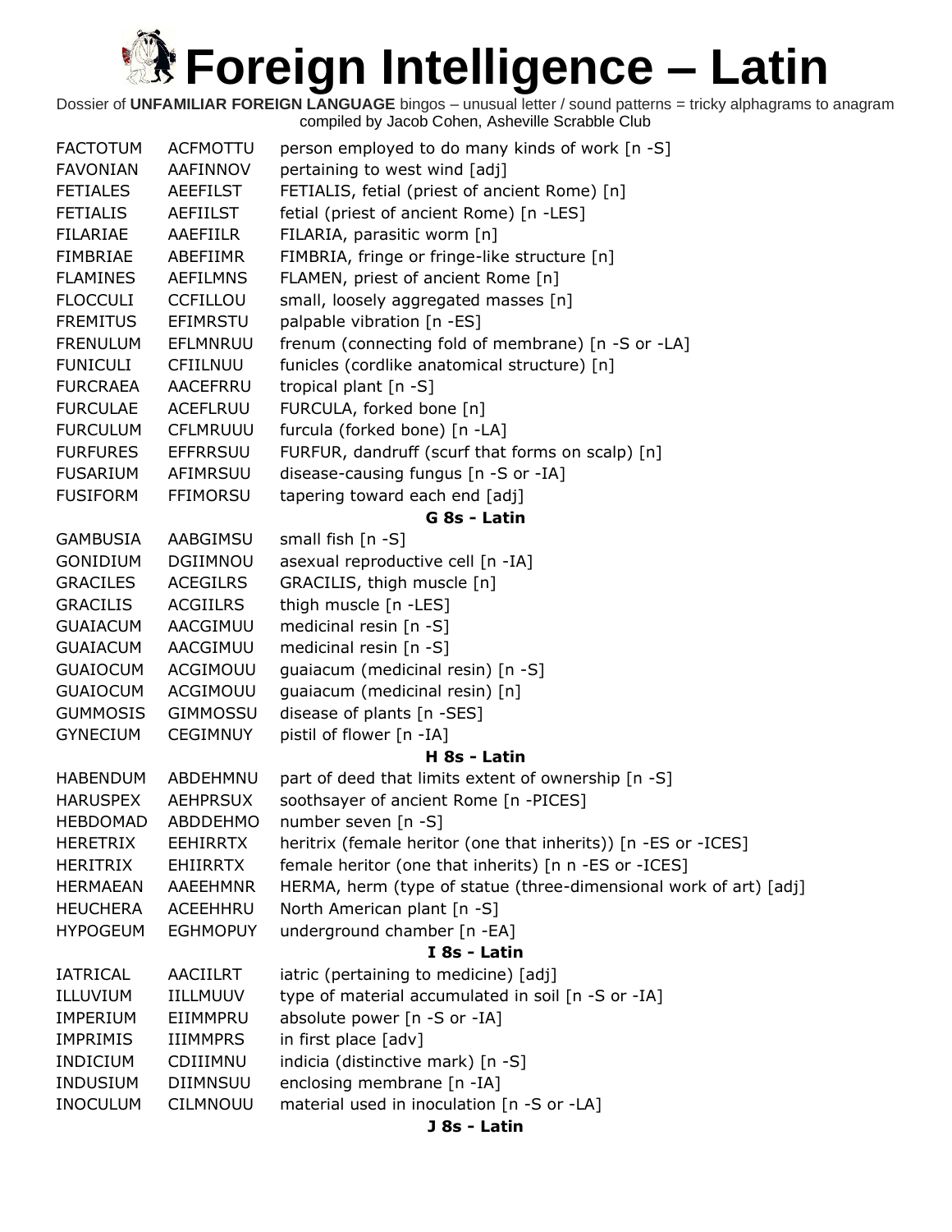# Foreign Intelligence – Latin

Dossier of **UNFAMILIAR FOREIGN LANGUAGE** bingos – unusual letter / sound patterns = tricky alphagrams to anagram
compiled by Jacob Cohen, Asheville Scrabble Club

| | | |
|---|---|---|
| FACTOTUM | ACFMOTTU | person employed to do many kinds of work [n -S] |
| FAVONIAN | AAFINNOV | pertaining to west wind [adj] |
| FETIALES | AEEFILST | FETIALIS, fetial (priest of ancient Rome) [n] |
| FETIALIS | AEFIILST | fetial (priest of ancient Rome) [n -LES] |
| FILARIAE | AAEFIILR | FILARIA, parasitic worm [n] |
| FIMBRIAE | ABEFIIMR | FIMBRIA, fringe or fringe-like structure [n] |
| FLAMINES | AEFILMNS | FLAMEN, priest of ancient Rome [n] |
| FLOCCULI | CCFILLOU | small, loosely aggregated masses [n] |
| FREMITUS | EFIMRSTU | palpable vibration [n -ES] |
| FRENULUM | EFLMNRUU | frenum (connecting fold of membrane) [n -S or -LA] |
| FUNICULI | CFIILNUU | funicles (cordlike anatomical structure) [n] |
| FURCRAEA | AACEFRRU | tropical plant [n -S] |
| FURCULAE | ACEFLRUU | FURCULA, forked bone [n] |
| FURCULUM | CFLMRUUU | furcula (forked bone) [n -LA] |
| FURFURES | EFFRRSUU | FURFUR, dandruff (scurf that forms on scalp) [n] |
| FUSARIUM | AFIMRSUU | disease-causing fungus [n -S or -IA] |
| FUSIFORM | FFIMORSU | tapering toward each end [adj] |
| | | **G 8s - Latin** |
| GAMBUSIA | AABGIMSU | small fish [n -S] |
| GONIDIUM | DGIIMNOU | asexual reproductive cell [n -IA] |
| GRACILES | ACEGILRS | GRACILIS, thigh muscle [n] |
| GRACILIS | ACGIILRS | thigh muscle [n -LES] |
| GUAIACUM | AACGIMUU | medicinal resin [n -S] |
| GUAIACUM | AACGIMUU | medicinal resin [n -S] |
| GUAIOCUM | ACGIMOUU | guaiacum (medicinal resin) [n -S] |
| GUAIOCUM | ACGIMOUU | guaiacum (medicinal resin) [n] |
| GUMMOSIS | GIMMOSSU | disease of plants [n -SES] |
| GYNECIUM | CEGIMNUY | pistil of flower [n -IA] |
| | | **H 8s - Latin** |
| HABENDUM | ABDEHMNU | part of deed that limits extent of ownership [n -S] |
| HARUSPEX | AEHPRSUX | soothsayer of ancient Rome [n -PICES] |
| HEBDOMAD | ABDDEHMO | number seven [n -S] |
| HERETRIX | EEHIRRTX | heritrix (female heritor (one that inherits)) [n -ES or -ICES] |
| HERITRIX | EHIIRRTX | female heritor (one that inherits) [n n -ES or -ICES] |
| HERMAEAN | AAEEHMNR | HERMA, herm (type of statue (three-dimensional work of art) [adj] |
| HEUCHERA | ACEEHHRU | North American plant [n -S] |
| HYPOGEUM | EGHMOPUY | underground chamber [n -EA] |
| | | **I 8s - Latin** |
| IATRICAL | AACIILRT | iatric (pertaining to medicine) [adj] |
| ILLUVIUM | IILLMUUV | type of material accumulated in soil [n -S or -IA] |
| IMPERIUM | EIIMMPRU | absolute power [n -S or -IA] |
| IMPRIMIS | IIIMMPRS | in first place [adv] |
| INDICIUM | CDIIIMNU | indicia (distinctive mark) [n -S] |
| INDUSIUM | DIIMNSUU | enclosing membrane [n -IA] |
| INOCULUM | CILMNOUU | material used in inoculation [n -S or -LA] |
| | | **J 8s - Latin** |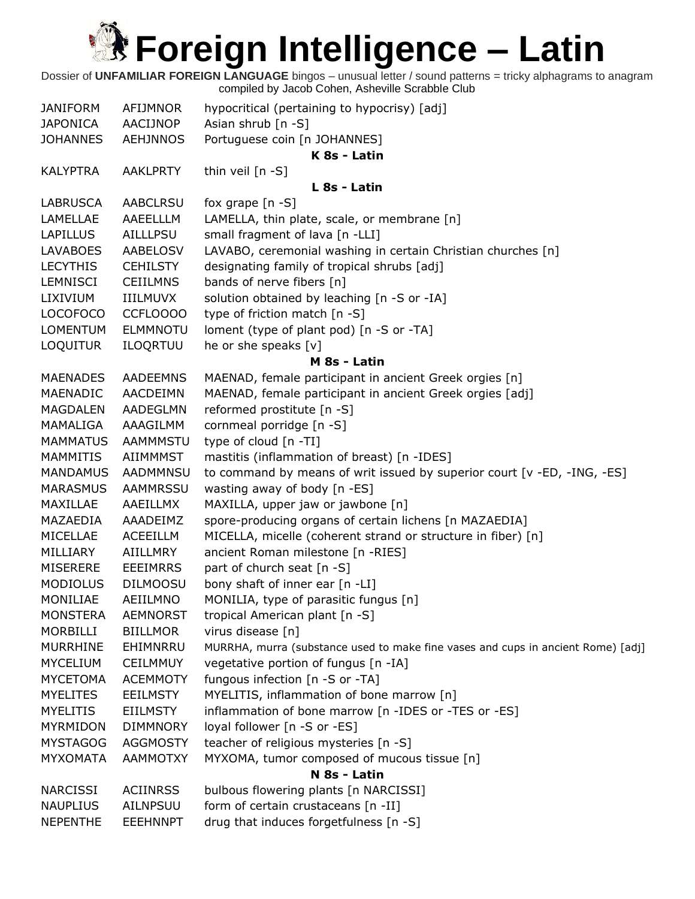# Foreign Intelligence – Latin

Dossier of **UNFAMILIAR FOREIGN LANGUAGE** bingos – unusual letter / sound patterns = tricky alphagrams to anagram
compiled by Jacob Cohen, Asheville Scrabble Club

| | | |
|---|---|---|
| JANIFORM | AFIJMNOR | hypocritical (pertaining to hypocrisy) [adj] |
| JAPONICA | AACIJNOP | Asian shrub [n -S] |
| JOHANNES | AEHJNNOS | Portuguese coin [n JOHANNES] |
| | | **K 8s - Latin** |
| KALYPTRA | AAKLPRTY | thin veil [n -S] |
| | | **L 8s - Latin** |
| LABRUSCA | AABCLRSU | fox grape [n -S] |
| LAMELLAE | AAEELLLM | LAMELLA, thin plate, scale, or membrane [n] |
| LAPILLUS | AILLLPSU | small fragment of lava [n -LLI] |
| LAVABOES | AABELOSV | LAVABO, ceremonial washing in certain Christian churches [n] |
| LECYTHIS | CEHILSTY | designating family of tropical shrubs [adj] |
| LEMNISCI | CEIILMNS | bands of nerve fibers [n] |
| LIXIVIUM | IIILMUVX | solution obtained by leaching [n -S or -IA] |
| LOCOFOCO | CCFLOOOO | type of friction match [n -S] |
| LOMENTUM | ELMMNOTU | loment (type of plant pod) [n -S or -TA] |
| LOQUITUR | ILOQRTUU | he or she speaks [v] |
| | | **M 8s - Latin** |
| MAENADES | AADEEMNS | MAENAD, female participant in ancient Greek orgies [n] |
| MAENADIC | AACDEIMN | MAENAD, female participant in ancient Greek orgies [adj] |
| MAGDALEN | AADEGLMN | reformed prostitute [n -S] |
| MAMALIGA | AAAGILMM | cornmeal porridge [n -S] |
| MAMMATUS | AAMMMSTU | type of cloud [n -TI] |
| MAMMITIS | AIIMMMST | mastitis (inflammation of breast) [n -IDES] |
| MANDAMUS | AADMMNSU | to command by means of writ issued by superior court [v -ED, -ING, -ES] |
| MARASMUS | AAMMRSSU | wasting away of body [n -ES] |
| MAXILLAE | AAEILLMX | MAXILLA, upper jaw or jawbone [n] |
| MAZAEDIA | AAADEIMZ | spore-producing organs of certain lichens [n MAZAEDIA] |
| MICELLAE | ACEEILLM | MICELLA, micelle (coherent strand or structure in fiber) [n] |
| MILLIARY | AIILLMRY | ancient Roman milestone [n -RIES] |
| MISERERE | EEEIMRRS | part of church seat [n -S] |
| MODIOLUS | DILMOOSU | bony shaft of inner ear [n -LI] |
| MONILIAE | AEIILMNO | MONILIA, type of parasitic fungus [n] |
| MONSTERA | AEMNORST | tropical American plant [n -S] |
| MORBILLI | BIILLMOR | virus disease [n] |
| MURRHINE | EHIMNRRU | MURRHA, murra (substance used to make fine vases and cups in ancient Rome) [adj] |
| MYCELIUM | CEILMMUY | vegetative portion of fungus [n -IA] |
| MYCETOMA | ACEMMOTY | fungous infection [n -S or -TA] |
| MYELITES | EEILMSTY | MYELITIS, inflammation of bone marrow [n] |
| MYELITIS | EIILMSTY | inflammation of bone marrow [n -IDES or -TES or -ES] |
| MYRMIDON | DIMMNORY | loyal follower [n -S or -ES] |
| MYSTAGOG | AGGMOSTY | teacher of religious mysteries [n -S] |
| MYXOMATA | AAMMOTXY | MYXOMA, tumor composed of mucous tissue [n] |
| | | **N 8s - Latin** |
| NARCISSI | ACIINRSS | bulbous flowering plants [n NARCISSI] |
| NAUPLIUS | AILNPSUU | form of certain crustaceans [n -II] |
| NEPENTHE | EEEHNNPT | drug that induces forgetfulness [n -S] |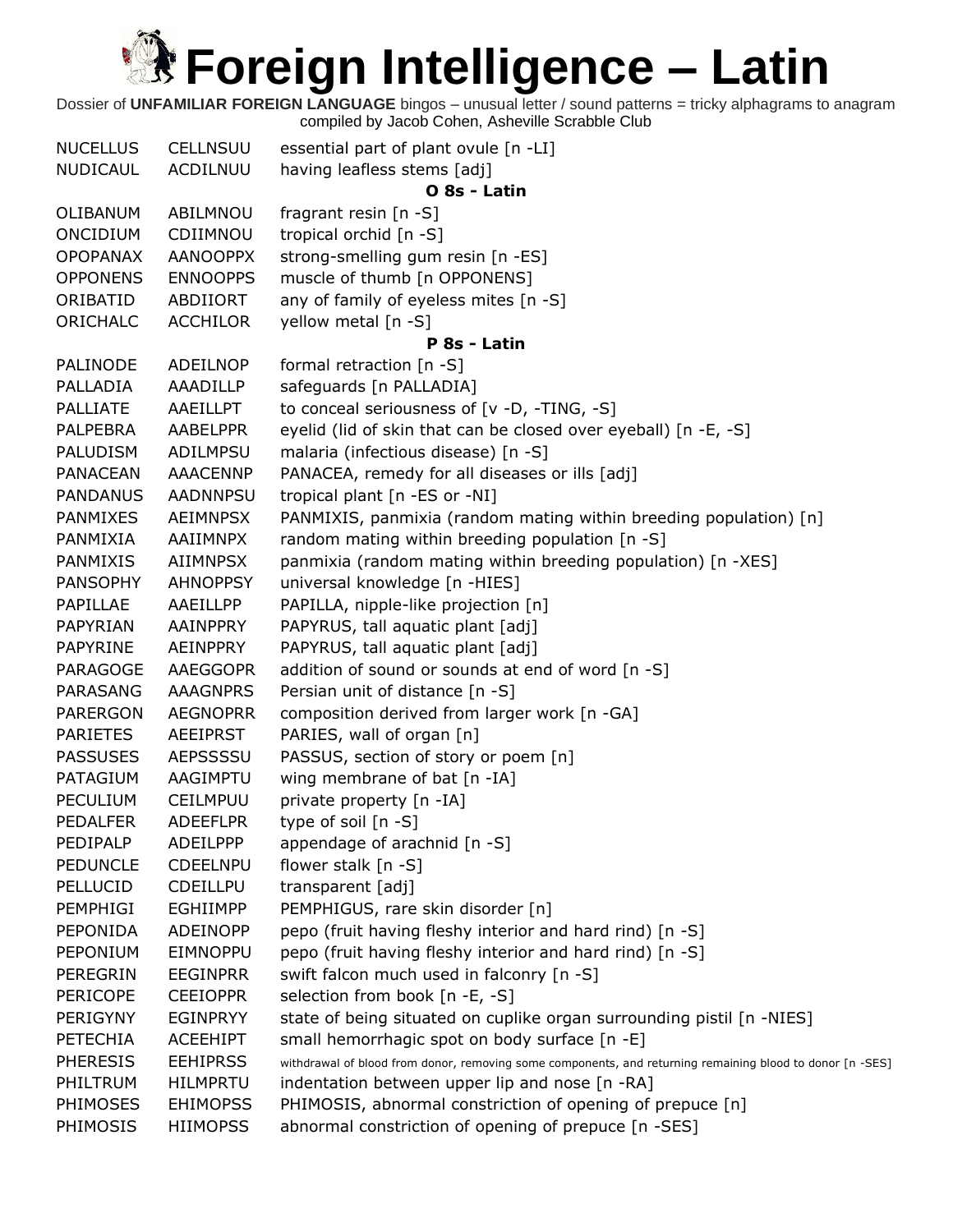# Foreign Intelligence – Latin

Dossier of **UNFAMILIAR FOREIGN LANGUAGE** bingos – unusual letter / sound patterns = tricky alphagrams to anagram compiled by Jacob Cohen, Asheville Scrabble Club

| | | |
|---|---|---|
| NUCELLUS | CELLNSUU | essential part of plant ovule [n -LI] |
| NUDICAUL | ACDILNUU | having leafless stems [adj] |
| | | **O 8s - Latin** |
| OLIBANUM | ABILMNOU | fragrant resin [n -S] |
| ONCIDIUM | CDIIMNOU | tropical orchid [n -S] |
| OPOPANAX | AANOOPPX | strong-smelling gum resin [n -ES] |
| OPPONENS | ENNOOPPS | muscle of thumb [n OPPONENS] |
| ORIBATID | ABDIIORT | any of family of eyeless mites [n -S] |
| ORICHALC | ACCHILOR | yellow metal [n -S] |
| | | **P 8s - Latin** |
| PALINODE | ADEILNOP | formal retraction [n -S] |
| PALLADIA | AAADILLP | safeguards [n PALLADIA] |
| PALLIATE | AAEILLPT | to conceal seriousness of [v -D, -TING, -S] |
| PALPEBRA | AABELPPR | eyelid (lid of skin that can be closed over eyeball) [n -E, -S] |
| PALUDISM | ADILMPSU | malaria (infectious disease) [n -S] |
| PANACEAN | AAACENNP | PANACEA, remedy for all diseases or ills [adj] |
| PANDANUS | AADNNPSU | tropical plant [n -ES or -NI] |
| PANMIXES | AEIMNPSX | PANMIXIS, panmixia (random mating within breeding population) [n] |
| PANMIXIA | AAIIMNPX | random mating within breeding population [n -S] |
| PANMIXIS | AIIMNPSX | panmixia (random mating within breeding population) [n -XES] |
| PANSOPHY | AHNOPPSY | universal knowledge [n -HIES] |
| PAPILLAE | AAEILLPP | PAPILLA, nipple-like projection [n] |
| PAPYRIAN | AAINPPRY | PAPYRUS, tall aquatic plant [adj] |
| PAPYRINE | AEINPPRY | PAPYRUS, tall aquatic plant [adj] |
| PARAGOGE | AAEGGOPR | addition of sound or sounds at end of word [n -S] |
| PARASANG | AAAGNPRS | Persian unit of distance [n -S] |
| PARERGON | AEGNOPRR | composition derived from larger work [n -GA] |
| PARIETES | AEEIPRST | PARIES, wall of organ [n] |
| PASSUSES | AEPSSSSU | PASSUS, section of story or poem [n] |
| PATAGIUM | AAGIMPTU | wing membrane of bat [n -IA] |
| PECULIUM | CEILMPUU | private property [n -IA] |
| PEDALFER | ADEEFLPR | type of soil [n -S] |
| PEDIPALP | ADEILPPP | appendage of arachnid [n -S] |
| PEDUNCLE | CDEELNPU | flower stalk [n -S] |
| PELLUCID | CDEILLPU | transparent [adj] |
| PEMPHIGI | EGHIIMPP | PEMPHIGUS, rare skin disorder [n] |
| PEPONIDA | ADEINOPP | pepo (fruit having fleshy interior and hard rind) [n -S] |
| PEPONIUM | EIMNOPPU | pepo (fruit having fleshy interior and hard rind) [n -S] |
| PEREGRIN | EEGINPRR | swift falcon much used in falconry [n -S] |
| PERICOPE | CEEIOPPR | selection from book [n -E, -S] |
| PERIGYNY | EGINPRYY | state of being situated on cuplike organ surrounding pistil [n -NIES] |
| PETECHIA | ACEEHIPT | small hemorrhagic spot on body surface [n -E] |
| PHERESIS | EEHIPRSS | withdrawal of blood from donor, removing some components, and returning remaining blood to donor [n -SES] |
| PHILTRUM | HILMPRTU | indentation between upper lip and nose [n -RA] |
| PHIMOSES | EHIMOPSS | PHIMOSIS, abnormal constriction of opening of prepuce [n] |
| PHIMOSIS | HIIMOPSS | abnormal constriction of opening of prepuce [n -SES] |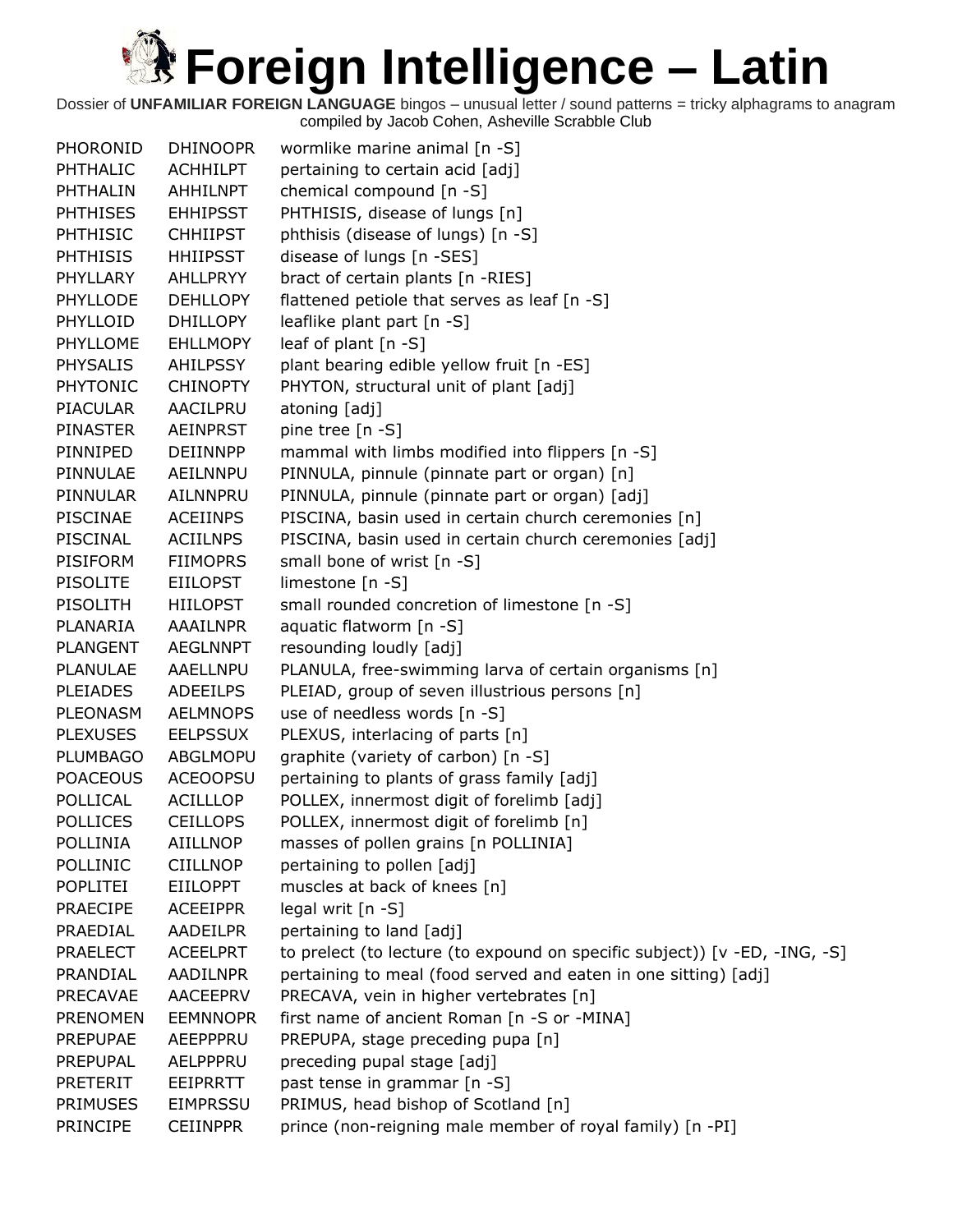# Foreign Intelligence – Latin

Dossier of **UNFAMILIAR FOREIGN LANGUAGE** bingos – unusual letter / sound patterns = tricky alphagrams to anagram compiled by Jacob Cohen, Asheville Scrabble Club

| | | |
|---|---|---|
| PHORONID | DHINOOPR | wormlike marine animal [n -S] |
| PHTHALIC | ACHHILPT | pertaining to certain acid [adj] |
| PHTHALIN | AHHILNPT | chemical compound [n -S] |
| PHTHISES | EHHIPSST | PHTHISIS, disease of lungs [n] |
| PHTHISIC | CHHIIPST | phthisis (disease of lungs) [n -S] |
| PHTHISIS | HHIIPSST | disease of lungs [n -SES] |
| PHYLLARY | AHLLPRYY | bract of certain plants [n -RIES] |
| PHYLLODE | DEHLLOPY | flattened petiole that serves as leaf [n -S] |
| PHYLLOID | DHILLOPY | leaflike plant part [n -S] |
| PHYLLOME | EHLLMOPY | leaf of plant [n -S] |
| PHYSALIS | AHILPSSY | plant bearing edible yellow fruit [n -ES] |
| PHYTONIC | CHINOPTY | PHYTON, structural unit of plant [adj] |
| PIACULAR | AACILPRU | atoning [adj] |
| PINASTER | AEINPRST | pine tree [n -S] |
| PINNIPED | DEIINNPP | mammal with limbs modified into flippers [n -S] |
| PINNULAE | AEILNNPU | PINNULA, pinnule (pinnate part or organ) [n] |
| PINNULAR | AILNNPRU | PINNULA, pinnule (pinnate part or organ) [adj] |
| PISCINAE | ACEIINPS | PISCINA, basin used in certain church ceremonies [n] |
| PISCINAL | ACIILNPS | PISCINA, basin used in certain church ceremonies [adj] |
| PISIFORM | FIIMOPRS | small bone of wrist [n -S] |
| PISOLITE | EIILOPST | limestone [n -S] |
| PISOLITH | HIILOPST | small rounded concretion of limestone [n -S] |
| PLANARIA | AAAILNPR | aquatic flatworm [n -S] |
| PLANGENT | AEGLNNPT | resounding loudly [adj] |
| PLANULAE | AAELLNPU | PLANULA, free-swimming larva of certain organisms [n] |
| PLEIADES | ADEEILPS | PLEIAD, group of seven illustrious persons [n] |
| PLEONASM | AELMNOPS | use of needless words [n -S] |
| PLEXUSES | EELPSSUX | PLEXUS, interlacing of parts [n] |
| PLUMBAGO | ABGLMOPU | graphite (variety of carbon) [n -S] |
| POACEOUS | ACEOOPSU | pertaining to plants of grass family [adj] |
| POLLICAL | ACILLLOP | POLLEX, innermost digit of forelimb [adj] |
| POLLICES | CEILLOPS | POLLEX, innermost digit of forelimb [n] |
| POLLINIA | AIILLNOP | masses of pollen grains [n POLLINIA] |
| POLLINIC | CIILLNOP | pertaining to pollen [adj] |
| POPLITEI | EIILOPPT | muscles at back of knees [n] |
| PRAECIPE | ACEEIPPR | legal writ [n -S] |
| PRAEDIAL | AADEILPR | pertaining to land [adj] |
| PRAELECT | ACEELPRT | to prelect (to lecture (to expound on specific subject)) [v -ED, -ING, -S] |
| PRANDIAL | AADILNPR | pertaining to meal (food served and eaten in one sitting) [adj] |
| PRECAVAE | AACEEPRV | PRECAVA, vein in higher vertebrates [n] |
| PRENOMEN | EEMNNOPR | first name of ancient Roman [n -S or -MINA] |
| PREPUPAE | AEEPPPRU | PREPUPA, stage preceding pupa [n] |
| PREPUPAL | AELPPPRU | preceding pupal stage [adj] |
| PRETERIT | EEIPRRTT | past tense in grammar [n -S] |
| PRIMUSES | EIMPRSSU | PRIMUS, head bishop of Scotland [n] |
| PRINCIPE | CEIINPPR | prince (non-reigning male member of royal family) [n -PI] |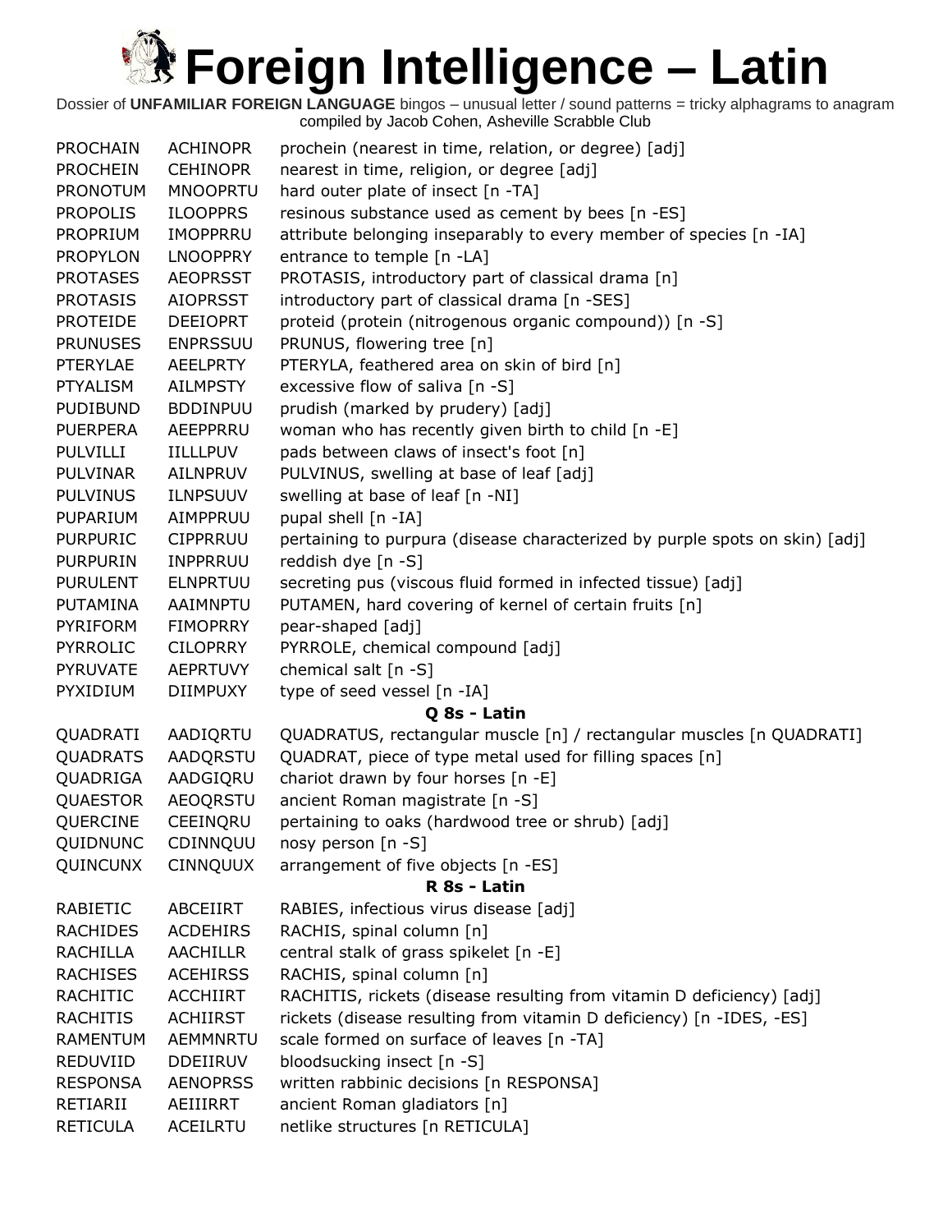# Foreign Intelligence – Latin

Dossier of **UNFAMILIAR FOREIGN LANGUAGE** bingos – unusual letter / sound patterns = tricky alphagrams to anagram
compiled by Jacob Cohen, Asheville Scrabble Club

| | | |
|---|---|---|
| PROCHAIN | ACHINOPR | prochein (nearest in time, relation, or degree) [adj] |
| PROCHEIN | CEHINOPR | nearest in time, religion, or degree [adj] |
| PRONOTUM | MNOOPRTU | hard outer plate of insect [n -TA] |
| PROPOLIS | ILOOPPRS | resinous substance used as cement by bees [n -ES] |
| PROPRIUM | IMOPPRRU | attribute belonging inseparably to every member of species [n -IA] |
| PROPYLON | LNOOPPRY | entrance to temple [n -LA] |
| PROTASES | AEOPRSST | PROTASIS, introductory part of classical drama [n] |
| PROTASIS | AIOPRSST | introductory part of classical drama [n -SES] |
| PROTEIDE | DEEIOPRT | proteid (protein (nitrogenous organic compound)) [n -S] |
| PRUNUSES | ENPRSSUU | PRUNUS, flowering tree [n] |
| PTERYLAE | AEELPRTY | PTERYLA, feathered area on skin of bird [n] |
| PTYALISM | AILMPSTY | excessive flow of saliva [n -S] |
| PUDIBUND | BDDINPUU | prudish (marked by prudery) [adj] |
| PUERPERA | AEEPPRRU | woman who has recently given birth to child [n -E] |
| PULVILLI | IILLLPUV | pads between claws of insect's foot [n] |
| PULVINAR | AILNPRUV | PULVINUS, swelling at base of leaf [adj] |
| PULVINUS | ILNPSUUV | swelling at base of leaf [n -NI] |
| PUPARIUM | AIMPPRUU | pupal shell [n -IA] |
| PURPURIC | CIPPRRUU | pertaining to purpura (disease characterized by purple spots on skin) [adj] |
| PURPURIN | INPPRRUU | reddish dye [n -S] |
| PURULENT | ELNPRTUU | secreting pus (viscous fluid formed in infected tissue) [adj] |
| PUTAMINA | AAIMNPTU | PUTAMEN, hard covering of kernel of certain fruits [n] |
| PYRIFORM | FIMOPRRY | pear-shaped [adj] |
| PYRROLIC | CILOPRRY | PYRROLE, chemical compound [adj] |
| PYRUVATE | AEPRTUVY | chemical salt [n -S] |
| PYXIDIUM | DIIMPUXY | type of seed vessel [n -IA] |
| | | **Q 8s - Latin** |
| QUADRATI | AADIQRTU | QUADRATUS, rectangular muscle [n] / rectangular muscles [n QUADRATI] |
| QUADRATS | AADQRSTU | QUADRAT, piece of type metal used for filling spaces [n] |
| QUADRIGA | AADGIQRU | chariot drawn by four horses [n -E] |
| QUAESTOR | AEOQRSTU | ancient Roman magistrate [n -S] |
| QUERCINE | CEEINQRU | pertaining to oaks (hardwood tree or shrub) [adj] |
| QUIDNUNC | CDINNQUU | nosy person [n -S] |
| QUINCUNX | CINNQUUX | arrangement of five objects [n -ES] |
| | | **R 8s - Latin** |
| RABIETIC | ABCEIIRT | RABIES, infectious virus disease [adj] |
| RACHIDES | ACDEHIRS | RACHIS, spinal column [n] |
| RACHILLA | AACHILLR | central stalk of grass spikelet [n -E] |
| RACHISES | ACEHIRSS | RACHIS, spinal column [n] |
| RACHITIC | ACCHIIRT | RACHITIS, rickets (disease resulting from vitamin D deficiency) [adj] |
| RACHITIS | ACHIIRST | rickets (disease resulting from vitamin D deficiency) [n -IDES, -ES] |
| RAMENTUM | AEMMNRTU | scale formed on surface of leaves [n -TA] |
| REDUVIID | DDEIIRUV | bloodsucking insect [n -S] |
| RESPONSA | AENOPRSS | written rabbinic decisions [n RESPONSA] |
| RETIARII | AEIIIRRT | ancient Roman gladiators [n] |
| RETICULA | ACEILRTU | netlike structures [n RETICULA] |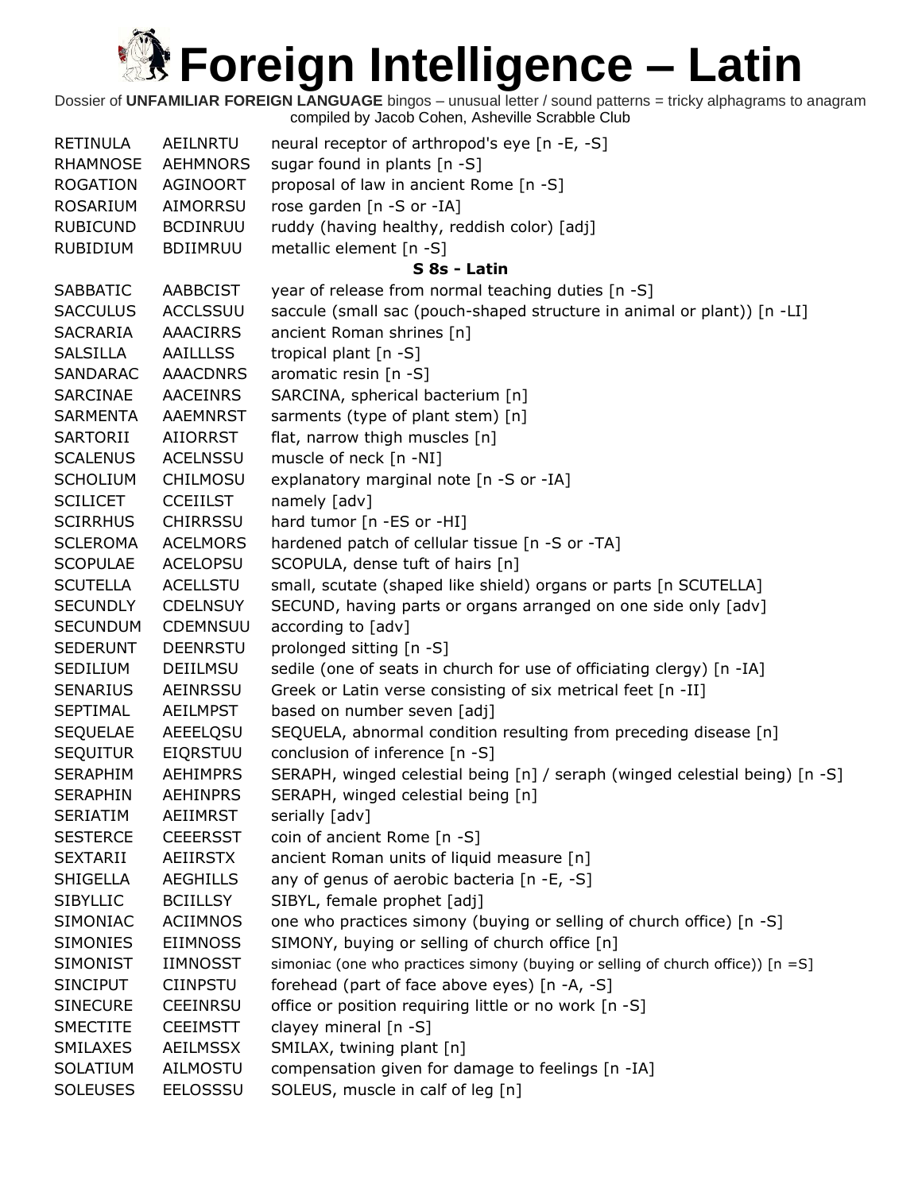# Foreign Intelligence – Latin

Dossier of **UNFAMILIAR FOREIGN LANGUAGE** bingos – unusual letter / sound patterns = tricky alphagrams to anagram
compiled by Jacob Cohen, Asheville Scrabble Club

| | | |
|---|---|---|
| RETINULA | AEILNRTU | neural receptor of arthropod's eye [n -E, -S] |
| RHAMNOSE | AEHMNORS | sugar found in plants [n -S] |
| ROGATION | AGINOORT | proposal of law in ancient Rome [n -S] |
| ROSARIUM | AIMORRSU | rose garden [n -S or -IA] |
| RUBICUND | BCDINRUU | ruddy (having healthy, reddish color) [adj] |
| RUBIDIUM | BDIIMRUU | metallic element [n -S] |

**S 8s - Latin**

| | | |
|---|---|---|
| SABBATIC | AABBCIST | year of release from normal teaching duties [n -S] |
| SACCULUS | ACCLSSUU | saccule (small sac (pouch-shaped structure in animal or plant)) [n -LI] |
| SACRARIA | AAACIRRS | ancient Roman shrines [n] |
| SALSILLA | AAILLLSS | tropical plant [n -S] |
| SANDARAC | AAACDNRS | aromatic resin [n -S] |
| SARCINAE | AACEINRS | SARCINA, spherical bacterium [n] |
| SARMENTA | AAEMNRST | sarments (type of plant stem) [n] |
| SARTORII | AIIORRST | flat, narrow thigh muscles [n] |
| SCALENUS | ACELNSSU | muscle of neck [n -NI] |
| SCHOLIUM | CHILMOSU | explanatory marginal note [n -S or -IA] |
| SCILICET | CCEIILST | namely [adv] |
| SCIRRHUS | CHIRRSSU | hard tumor [n -ES or -HI] |
| SCLEROMA | ACELMORS | hardened patch of cellular tissue [n -S or -TA] |
| SCOPULAE | ACELOPSU | SCOPULA, dense tuft of hairs [n] |
| SCUTELLA | ACELLSTU | small, scutate (shaped like shield) organs or parts [n SCUTELLA] |
| SECUNDLY | CDELNSUY | SECUND, having parts or organs arranged on one side only [adv] |
| SECUNDUM | CDEMNSUU | according to [adv] |
| SEDERUNT | DEENRSTU | prolonged sitting [n -S] |
| SEDILIUM | DEIILMSU | sedile (one of seats in church for use of officiating clergy) [n -IA] |
| SENARIUS | AEINRSSU | Greek or Latin verse consisting of six metrical feet [n -II] |
| SEPTIMAL | AEILMPST | based on number seven [adj] |
| SEQUELAE | AEEELQSU | SEQUELA, abnormal condition resulting from preceding disease [n] |
| SEQUITUR | EIQRSTUU | conclusion of inference [n -S] |
| SERAPHIM | AEHIMPRS | SERAPH, winged celestial being [n] / seraph (winged celestial being) [n -S] |
| SERAPHIN | AEHINPRS | SERAPH, winged celestial being [n] |
| SERIATIM | AEIIMRST | serially [adv] |
| SESTERCE | CEEERSST | coin of ancient Rome [n -S] |
| SEXTARII | AEIIRSTX | ancient Roman units of liquid measure [n] |
| SHIGELLA | AEGHILLS | any of genus of aerobic bacteria [n -E, -S] |
| SIBYLLIC | BCIILLSY | SIBYL, female prophet [adj] |
| SIMONIAC | ACIIMNOS | one who practices simony (buying or selling of church office) [n -S] |
| SIMONIES | EIIMNOSS | SIMONY, buying or selling of church office [n] |
| SIMONIST | IIMNOSST | simoniac (one who practices simony (buying or selling of church office)) [n =S] |
| SINCIPUT | CIINPSTU | forehead (part of face above eyes) [n -A, -S] |
| SINECURE | CEEINRSU | office or position requiring little or no work [n -S] |
| SMECTITE | CEEIMSTT | clayey mineral [n -S] |
| SMILAXES | AEILMSSX | SMILAX, twining plant [n] |
| SOLATIUM | AILMOSTU | compensation given for damage to feelings [n -IA] |
| SOLEUSES | EELOSSSU | SOLEUS, muscle in calf of leg [n] |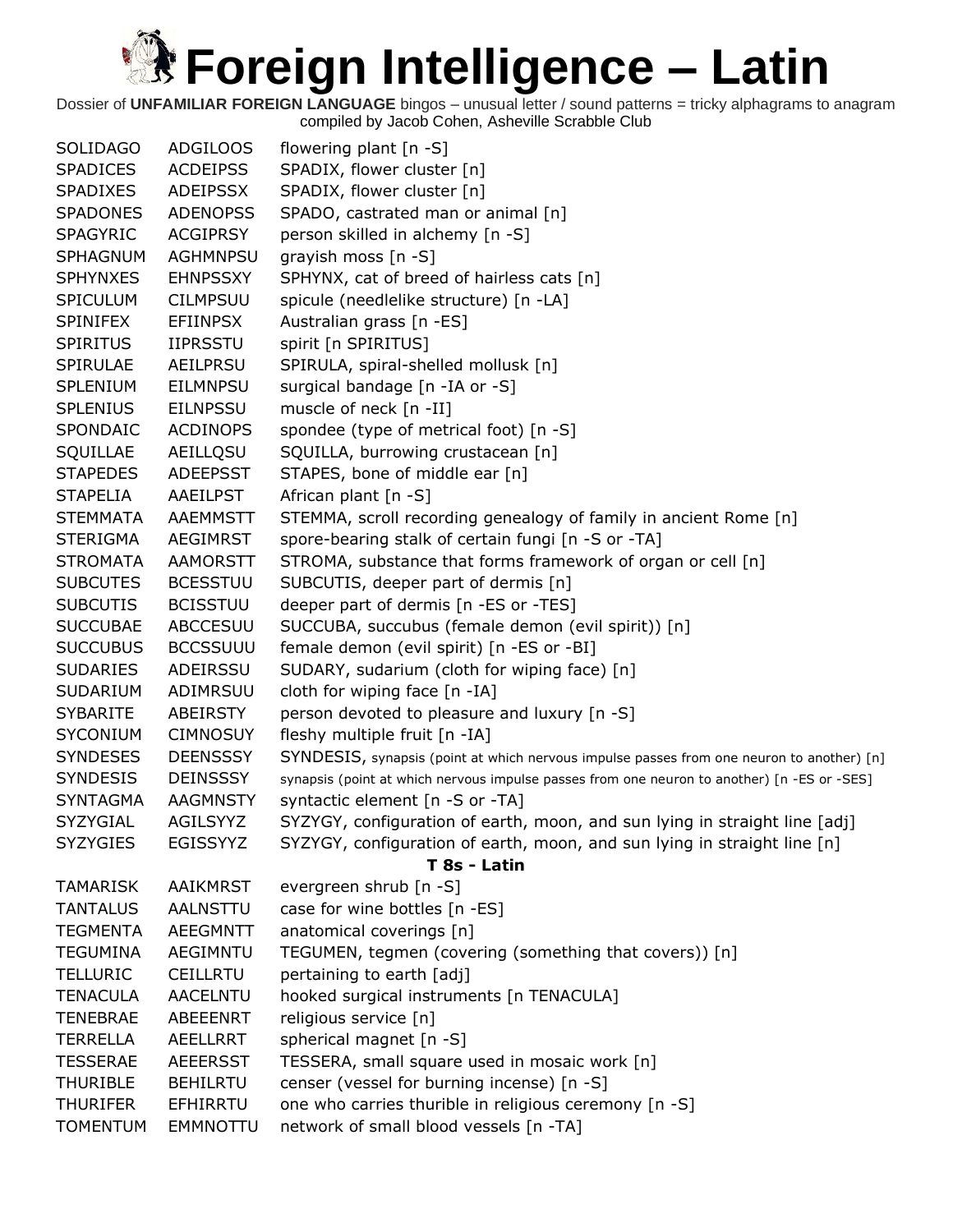# Foreign Intelligence – Latin

Dossier of **UNFAMILIAR FOREIGN LANGUAGE** bingos – unusual letter / sound patterns = tricky alphagrams to anagram compiled by Jacob Cohen, Asheville Scrabble Club

| | | |
|---|---|---|
| SOLIDAGO | ADGILOOS | flowering plant [n -S] |
| SPADICES | ACDEIPSS | SPADIX, flower cluster [n] |
| SPADIXES | ADEIPSSX | SPADIX, flower cluster [n] |
| SPADONES | ADENOPSS | SPADO, castrated man or animal [n] |
| SPAGYRIC | ACGIPRSY | person skilled in alchemy [n -S] |
| SPHAGNUM | AGHMNPSU | grayish moss [n -S] |
| SPHYNXES | EHNPSSXY | SPHYNX, cat of breed of hairless cats [n] |
| SPICULUM | CILMPSUU | spicule (needlelike structure) [n -LA] |
| SPINIFEX | EFIINPSX | Australian grass [n -ES] |
| SPIRITUS | IIPRSSTU | spirit [n SPIRITUS] |
| SPIRULAE | AEILPRSU | SPIRULA, spiral-shelled mollusk [n] |
| SPLENIUM | EILMNPSU | surgical bandage [n -IA or -S] |
| SPLENIUS | EILNPSSU | muscle of neck [n -II] |
| SPONDAIC | ACDINOPS | spondee (type of metrical foot) [n -S] |
| SQUILLAE | AEILLQSU | SQUILLA, burrowing crustacean [n] |
| STAPEDES | ADEEPSST | STAPES, bone of middle ear [n] |
| STAPELIA | AAEILPST | African plant [n -S] |
| STEMMATA | AAEMMSTT | STEMMA, scroll recording genealogy of family in ancient Rome [n] |
| STERIGMA | AEGIMRST | spore-bearing stalk of certain fungi [n -S or -TA] |
| STROMATA | AAMORSTT | STROMA, substance that forms framework of organ or cell [n] |
| SUBCUTES | BCESSTUU | SUBCUTIS, deeper part of dermis [n] |
| SUBCUTIS | BCISSTUU | deeper part of dermis [n -ES or -TES] |
| SUCCUBAE | ABCCESUU | SUCCUBA, succubus (female demon (evil spirit)) [n] |
| SUCCUBUS | BCCSSUUU | female demon (evil spirit) [n -ES or -BI] |
| SUDARIES | ADEIRSSU | SUDARY, sudarium (cloth for wiping face) [n] |
| SUDARIUM | ADIMRSUU | cloth for wiping face [n -IA] |
| SYBARITE | ABEIRSTY | person devoted to pleasure and luxury [n -S] |
| SYCONIUM | CIMNOSUY | fleshy multiple fruit [n -IA] |
| SYNDESES | DEENSSSY | SYNDESIS, synapsis (point at which nervous impulse passes from one neuron to another) [n] |
| SYNDESIS | DEINSSSY | synapsis (point at which nervous impulse passes from one neuron to another) [n -ES or -SES] |
| SYNTAGMA | AAGMNSTY | syntactic element [n -S or -TA] |
| SYZYGIAL | AGILSYYZ | SYZYGY, configuration of earth, moon, and sun lying in straight line [adj] |
| SYZYGIES | EGISSYYZ | SYZYGY, configuration of earth, moon, and sun lying in straight line [n] |
| | | **T 8s - Latin** |
| TAMARISK | AAIKMRST | evergreen shrub [n -S] |
| TANTALUS | AALNSTTU | case for wine bottles [n -ES] |
| TEGMENTA | AEEGMNTT | anatomical coverings [n] |
| TEGUMINA | AEGIMNTU | TEGUMEN, tegmen (covering (something that covers)) [n] |
| TELLURIC | CEILLRTU | pertaining to earth [adj] |
| TENACULA | AACELNTU | hooked surgical instruments [n TENACULA] |
| TENEBRAE | ABEEENRT | religious service [n] |
| TERRELLA | AEELLRRT | spherical magnet [n -S] |
| TESSERAE | AEEERSST | TESSERA, small square used in mosaic work [n] |
| THURIBLE | BEHILRTU | censer (vessel for burning incense) [n -S] |
| THURIFER | EFHIRRTU | one who carries thurible in religious ceremony [n -S] |
| TOMENTUM | EMMNOTTU | network of small blood vessels [n -TA] |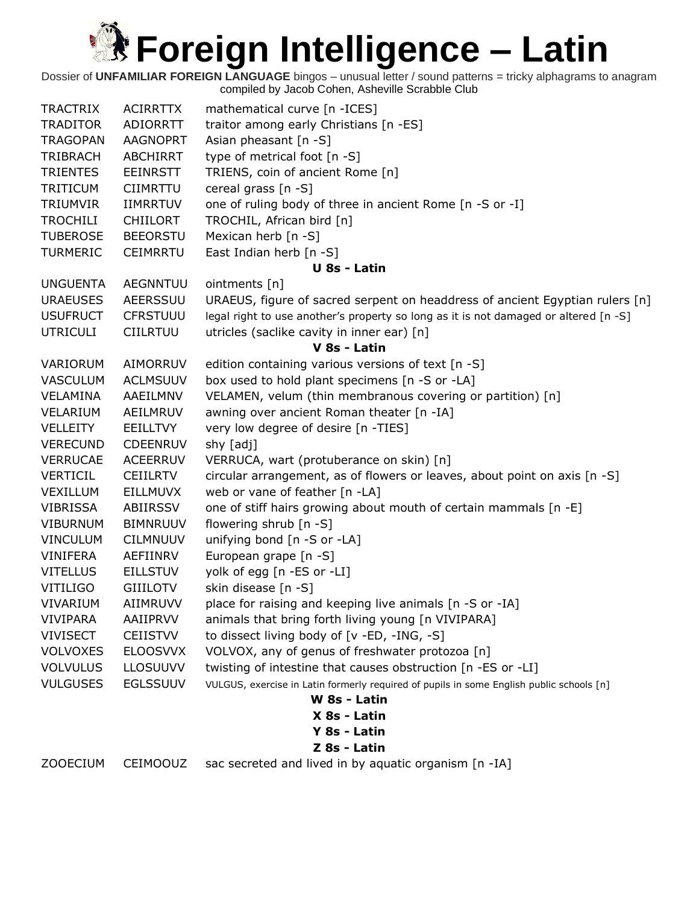# Foreign Intelligence – Latin

Dossier of **UNFAMILIAR FOREIGN LANGUAGE** bingos – unusual letter / sound patterns = tricky alphagrams to anagram
compiled by Jacob Cohen, Asheville Scrabble Club

| | | |
|---|---|---|
| TRACTRIX | ACIRRTTX | mathematical curve [n -ICES] |
| TRADITOR | ADIORRTT | traitor among early Christians [n -ES] |
| TRAGOPAN | AAGNOPRT | Asian pheasant [n -S] |
| TRIBRACH | ABCHIRRT | type of metrical foot [n -S] |
| TRIENTES | EEINRSTT | TRIENS, coin of ancient Rome [n] |
| TRITICUM | CIIMRTTU | cereal grass [n -S] |
| TRIUMVIR | IIMRRTUV | one of ruling body of three in ancient Rome [n -S or -I] |
| TROCHILI | CHIILORT | TROCHIL, African bird [n] |
| TUBEROSE | BEEORSTU | Mexican herb [n -S] |
| TURMERIC | CEIMRRTU | East Indian herb [n -S] |

**U 8s - Latin**

| | | |
|---|---|---|
| UNGUENTA | AEGNNTUU | ointments [n] |
| URAEUSES | AEERSSUU | URAEUS, figure of sacred serpent on headdress of ancient Egyptian rulers [n] |
| USUFRUCT | CFRSTUUU | legal right to use another's property so long as it is not damaged or altered [n -S] |
| UTRICULI | CIILRTUU | utricles (saclike cavity in inner ear) [n] |

**V 8s - Latin**

| | | |
|---|---|---|
| VARIORUM | AIMORRUV | edition containing various versions of text [n -S] |
| VASCULUM | ACLMSUUV | box used to hold plant specimens [n -S or -LA] |
| VELAMINA | AAEILMNV | VELAMEN, velum (thin membranous covering or partition) [n] |
| VELARIUM | AEILMRUV | awning over ancient Roman theater [n -IA] |
| VELLEITY | EEILLTVY | very low degree of desire [n -TIES] |
| VERECUND | CDEENRUV | shy [adj] |
| VERRUCAE | ACEERRUV | VERRUCA, wart (protuberance on skin) [n] |
| VERTICIL | CEIILRTV | circular arrangement, as of flowers or leaves, about point on axis [n -S] |
| VEXILLUM | EILLMUVX | web or vane of feather [n -LA] |
| VIBRISSA | ABIIRSSV | one of stiff hairs growing about mouth of certain mammals [n -E] |
| VIBURNUM | BIMNRUUV | flowering shrub [n -S] |
| VINCULUM | CILMNUUV | unifying bond [n -S or -LA] |
| VINIFERA | AEFIINRV | European grape [n -S] |
| VITELLUS | EILLSTUV | yolk of egg [n -ES or -LI] |
| VITILIGO | GIIILOTV | skin disease [n -S] |
| VIVARIUM | AIIMRUVV | place for raising and keeping live animals [n -S or -IA] |
| VIVIPARA | AAIIPRVV | animals that bring forth living young [n VIVIPARA] |
| VIVISECT | CEIISTVV | to dissect living body of [v -ED, -ING, -S] |
| VOLVOXES | ELOOSVVX | VOLVOX, any of genus of freshwater protozoa [n] |
| VOLVULUS | LLOSUUVV | twisting of intestine that causes obstruction [n -ES or -LI] |
| VULGUSES | EGLSSUUV | VULGUS, exercise in Latin formerly required of pupils in some English public schools [n] |

**W 8s - Latin**

**X 8s - Latin**

**Y 8s - Latin**

**Z 8s - Latin**

| | | |
|---|---|---|
| ZOOECIUM | CEIMOOUZ | sac secreted and lived in by aquatic organism [n -IA] |